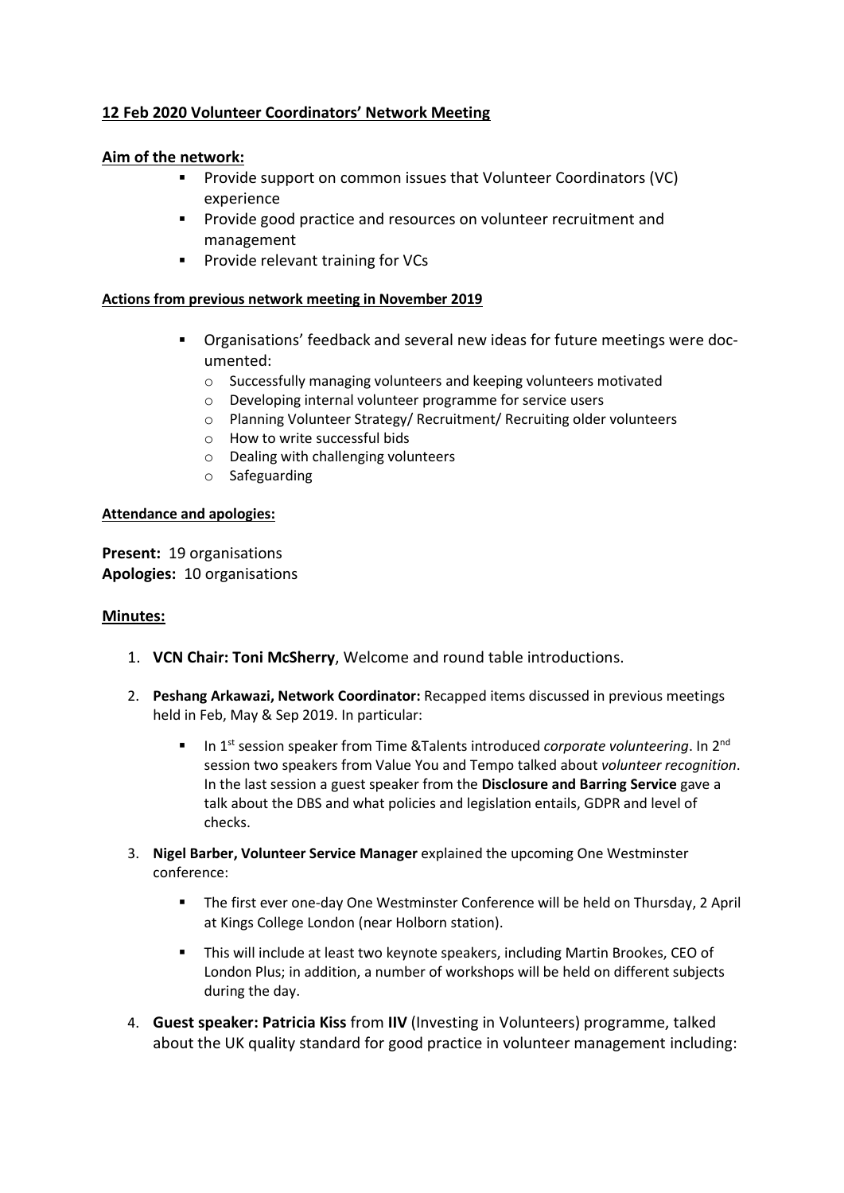**12 Feb 2020 Volunteer Coordinators' Network Meeting**

**Aim of the network:**

- Provide support on common issues that Volunteer Coordinators (VC) experience
- Provide good practice and resources on volunteer recruitment and management
- Provide relevant training for VCs

**Actions from previous network meeting in November 2019**

- Organisations' feedback and several new ideas for future meetings were documented:
  - Successfully managing volunteers and keeping volunteers motivated
  - Developing internal volunteer programme for service users
  - Planning Volunteer Strategy/ Recruitment/ Recruiting older volunteers
  - How to write successful bids
  - Dealing with challenging volunteers
  - Safeguarding

**Attendance and apologies:**

**Present:** 19 organisations
**Apologies:** 10 organisations

**Minutes:**

1. **VCN Chair: Toni McSherry**, Welcome and round table introductions.

2. **Peshang Arkawazi, Network Coordinator:** Recapped items discussed in previous meetings held in Feb, May & Sep 2019. In particular:

   - In 1st session speaker from Time &Talents introduced *corporate volunteering*. In 2nd session two speakers from Value You and Tempo talked about *volunteer recognition*. In the last session a guest speaker from the **Disclosure and Barring Service** gave a talk about the DBS and what policies and legislation entails, GDPR and level of checks.

3. **Nigel Barber, Volunteer Service Manager** explained the upcoming One Westminster conference:

   - The first ever one-day One Westminster Conference will be held on Thursday, 2 April at Kings College London (near Holborn station).
   - This will include at least two keynote speakers, including Martin Brookes, CEO of London Plus; in addition, a number of workshops will be held on different subjects during the day.

4. **Guest speaker: Patricia Kiss** from **IIV** (Investing in Volunteers) programme, talked about the UK quality standard for good practice in volunteer management including: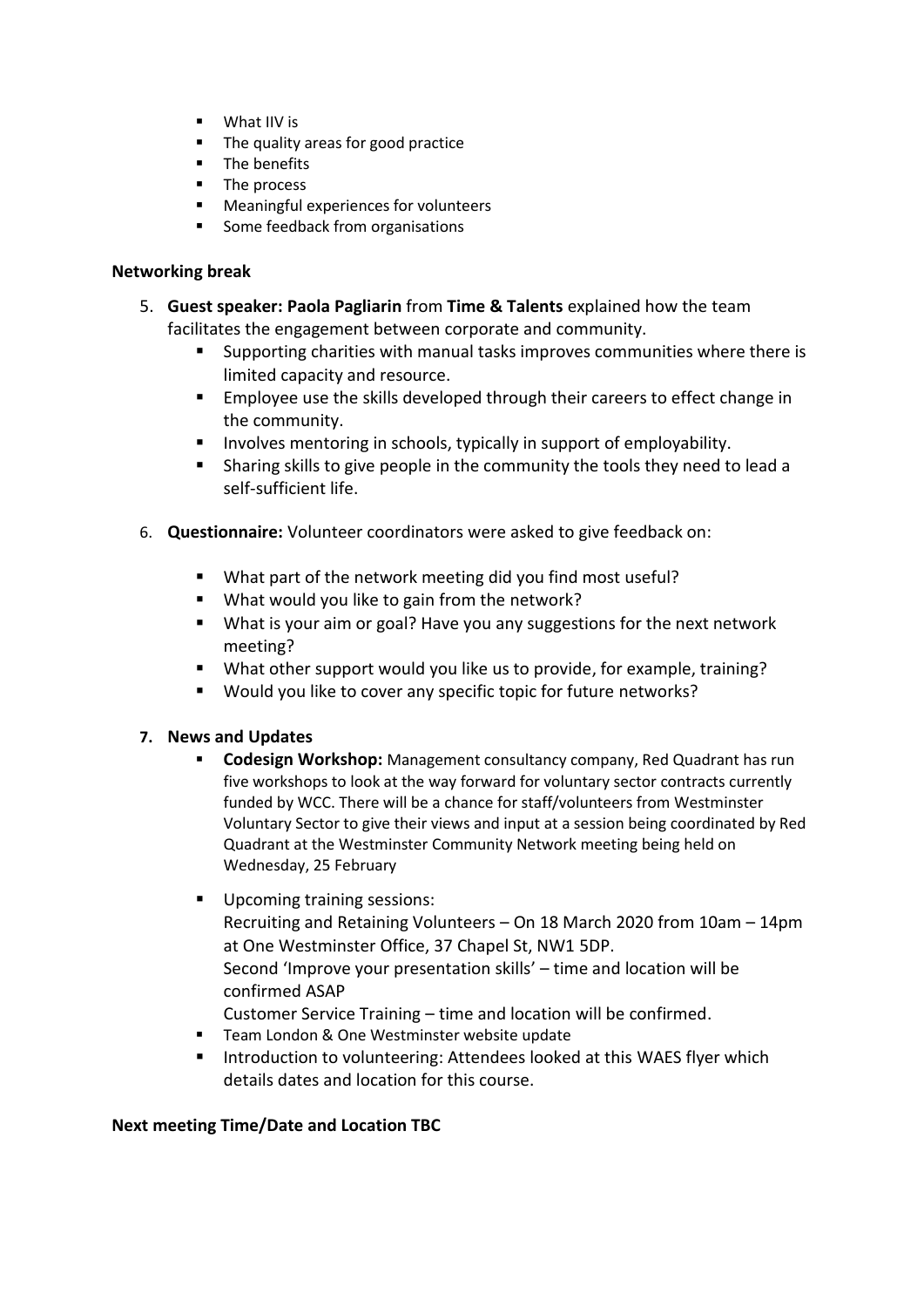- What IIV is
- The quality areas for good practice
- The benefits
- The process
- Meaningful experiences for volunteers
- Some feedback from organisations

**Networking break**

5. **Guest speaker: Paola Pagliarin** from **Time & Talents** explained how the team facilitates the engagement between corporate and community.
    - Supporting charities with manual tasks improves communities where there is limited capacity and resource.
    - Employee use the skills developed through their careers to effect change in the community.
    - Involves mentoring in schools, typically in support of employability.
    - Sharing skills to give people in the community the tools they need to lead a self-sufficient life.

6. **Questionnaire:** Volunteer coordinators were asked to give feedback on:
    - What part of the network meeting did you find most useful?
    - What would you like to gain from the network?
    - What is your aim or goal? Have you any suggestions for the next network meeting?
    - What other support would you like us to provide, for example, training?
    - Would you like to cover any specific topic for future networks?

7. **News and Updates**
    - **Codesign Workshop:** Management consultancy company, Red Quadrant has run five workshops to look at the way forward for voluntary sector contracts currently funded by WCC. There will be a chance for staff/volunteers from Westminster Voluntary Sector to give their views and input at a session being coordinated by Red Quadrant at the Westminster Community Network meeting being held on Wednesday, 25 February
    - Upcoming training sessions:
      Recruiting and Retaining Volunteers – On 18 March 2020 from 10am – 14pm at One Westminster Office, 37 Chapel St, NW1 5DP.
      Second 'Improve your presentation skills' – time and location will be confirmed ASAP
      Customer Service Training – time and location will be confirmed.
    - Team London & One Westminster website update
    - Introduction to volunteering: Attendees looked at this WAES flyer which details dates and location for this course.

**Next meeting Time/Date and Location TBC**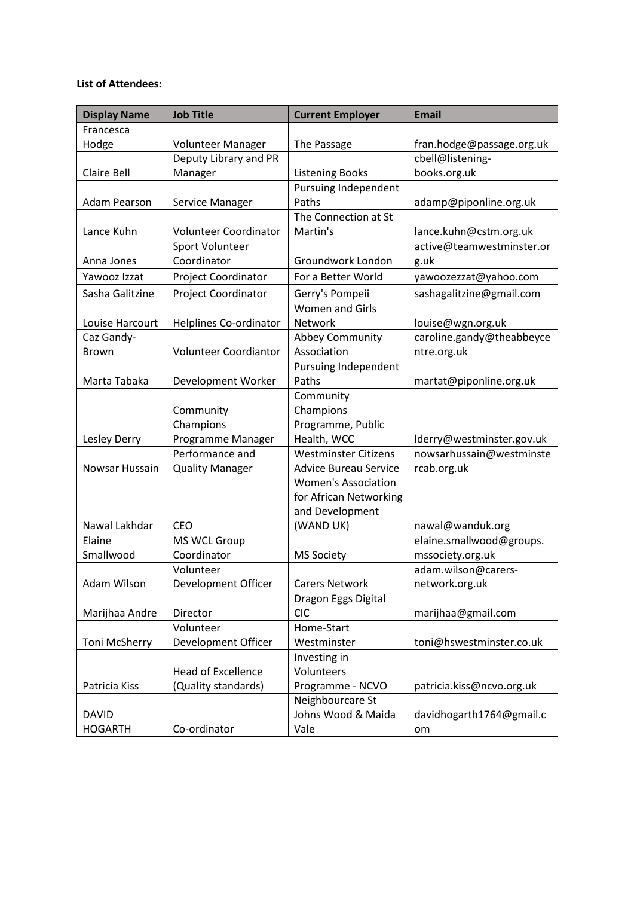**List of Attendees:**

| Display Name | Job Title | Current Employer | Email |
|---|---|---|---|
| Francesca Hodge | Volunteer Manager | The Passage | fran.hodge@passage.org.uk |
| Claire Bell | Deputy Library and PR Manager | Listening Books | cbell@listening-books.org.uk |
| Adam Pearson | Service Manager | Pursuing Independent Paths | adamp@piponline.org.uk |
| Lance Kuhn | Volunteer Coordinator | The Connection at St Martin's | lance.kuhn@cstm.org.uk |
| Anna Jones | Sport Volunteer Coordinator | Groundwork London | active@teamwestminster.org.uk |
| Yawooz Izzat | Project Coordinator | For a Better World | yawoozezzat@yahoo.com |
| Sasha Galitzine | Project Coordinator | Gerry's Pompeii | sashagalitzine@gmail.com |
| Louise Harcourt | Helplines Co-ordinator | Women and Girls Network | louise@wgn.org.uk |
| Caz Gandy-Brown | Volunteer Coordiantor | Abbey Community Association | caroline.gandy@theabbeycentre.org.uk |
| Marta Tabaka | Development Worker | Pursuing Independent Paths | martat@piponline.org.uk |
| Lesley Derry | Community Champions Programme Manager | Community Champions Programme, Public Health, WCC | lderry@westminster.gov.uk |
| Nowsar Hussain | Performance and Quality Manager | Westminster Citizens Advice Bureau Service | nowsarhussain@westminstercab.org.uk |
| Nawal Lakhdar | CEO | Women's Association for African Networking and Development (WAND UK) | nawal@wanduk.org |
| Elaine Smallwood | MS WCL Group Coordinator | MS Society | elaine.smallwood@groups.mssociety.org.uk |
| Adam Wilson | Volunteer Development Officer | Carers Network | adam.wilson@carers-network.org.uk |
| Marijhaa Andre | Director | Dragon Eggs Digital CIC | marijhaa@gmail.com |
| Toni McSherry | Volunteer Development Officer | Home-Start Westminster | toni@hswestminster.co.uk |
| Patricia Kiss | Head of Excellence (Quality standards) | Investing in Volunteers Programme - NCVO | patricia.kiss@ncvo.org.uk |
| DAVID HOGARTH | Co-ordinator | Neighbourcare St Johns Wood & Maida Vale | davidhogarth1764@gmail.com |